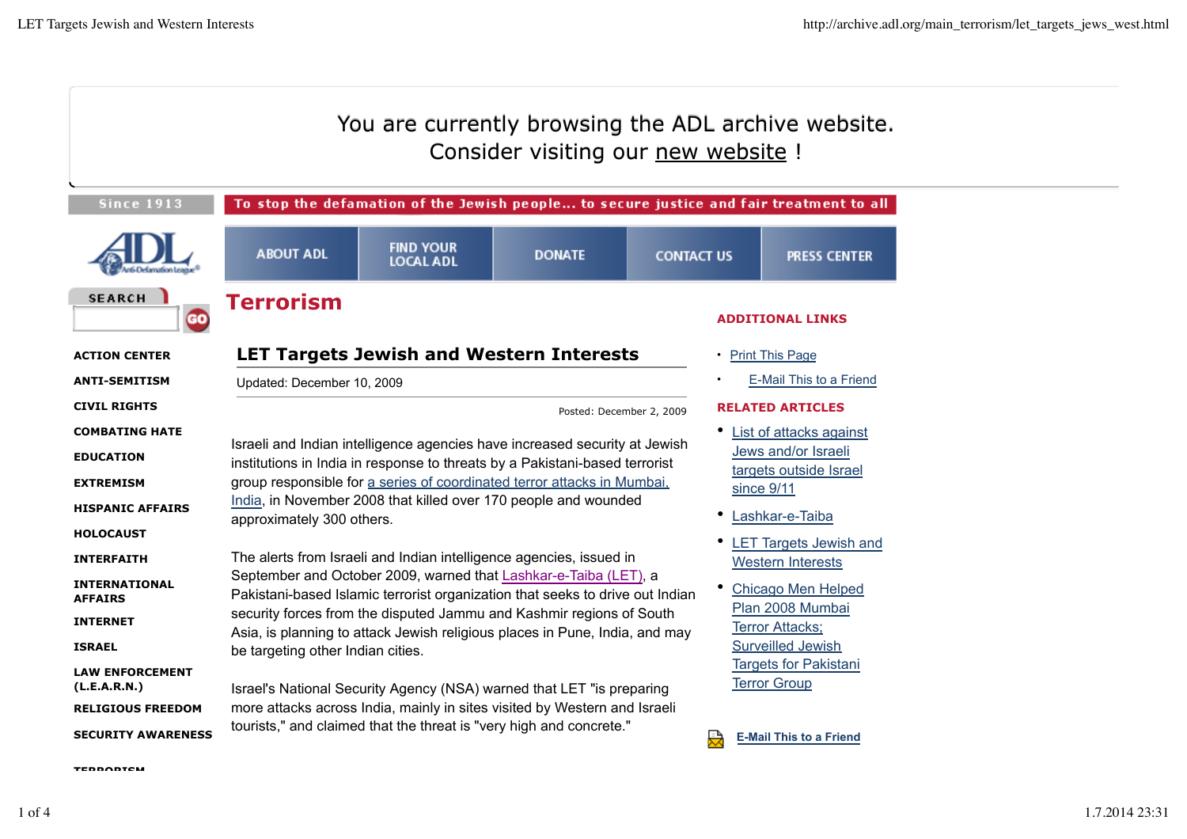You are currently browsing the ADL archive website.
Consider visiting our new website !

Since 1913

To stop the defamation of the Jewish people... to secure justice and fair treatment to all

ABOUT ADL | FIND YOUR LOCAL ADL | DONATE | CONTACT US | PRESS CENTER

SEARCH

- ACTION CENTER
- ANTI-SEMITISM
- CIVIL RIGHTS
- COMBATING HATE
- EDUCATION
- EXTREMISM
- HISPANIC AFFAIRS
- HOLOCAUST
- INTERFAITH
- INTERNATIONAL AFFAIRS
- INTERNET
- ISRAEL
- LAW ENFORCEMENT (L.E.A.R.N.)
- RELIGIOUS FREEDOM
- SECURITY AWARENESS
- TERRORISM

# Terrorism

## LET Targets Jewish and Western Interests

Updated: December 10, 2009

Posted: December 2, 2009

Israeli and Indian intelligence agencies have increased security at Jewish institutions in India in response to threats by a Pakistani-based terrorist group responsible for a series of coordinated terror attacks in Mumbai, India, in November 2008 that killed over 170 people and wounded approximately 300 others.

The alerts from Israeli and Indian intelligence agencies, issued in September and October 2009, warned that Lashkar-e-Taiba (LET), a Pakistani-based Islamic terrorist organization that seeks to drive out Indian security forces from the disputed Jammu and Kashmir regions of South Asia, is planning to attack Jewish religious places in Pune, India, and may be targeting other Indian cities.

Israel's National Security Agency (NSA) warned that LET "is preparing more attacks across India, mainly in sites visited by Western and Israeli tourists," and claimed that the threat is "very high and concrete."

**ADDITIONAL LINKS**

- Print This Page
- E-Mail This to a Friend

**RELATED ARTICLES**

- List of attacks against Jews and/or Israeli targets outside Israel since 9/11
- Lashkar-e-Taiba
- LET Targets Jewish and Western Interests
- Chicago Men Helped Plan 2008 Mumbai Terror Attacks; Surveilled Jewish Targets for Pakistani Terror Group

E-Mail This to a Friend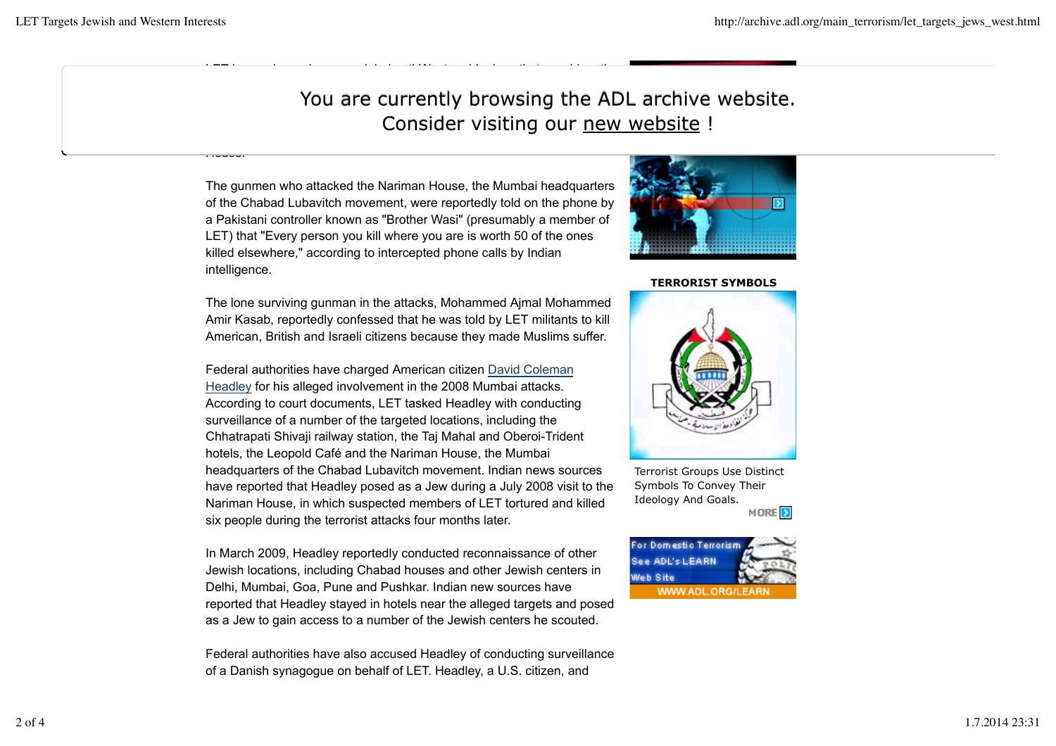You are currently browsing the ADL archive website.
Consider visiting our new website !

The gunmen who attacked the Nariman House, the Mumbai headquarters of the Chabad Lubavitch movement, were reportedly told on the phone by a Pakistani controller known as "Brother Wasi" (presumably a member of LET) that "Every person you kill where you are is worth 50 of the ones killed elsewhere," according to intercepted phone calls by Indian intelligence.

The lone surviving gunman in the attacks, Mohammed Ajmal Mohammed Amir Kasab, reportedly confessed that he was told by LET militants to kill American, British and Israeli citizens because they made Muslims suffer.

Federal authorities have charged American citizen David Coleman Headley for his alleged involvement in the 2008 Mumbai attacks. According to court documents, LET tasked Headley with conducting surveillance of a number of the targeted locations, including the Chhatrapati Shivaji railway station, the Taj Mahal and Oberoi-Trident hotels, the Leopold Café and the Nariman House, the Mumbai headquarters of the Chabad Lubavitch movement. Indian news sources have reported that Headley posed as a Jew during a July 2008 visit to the Nariman House, in which suspected members of LET tortured and killed six people during the terrorist attacks four months later.

In March 2009, Headley reportedly conducted reconnaissance of other Jewish locations, including Chabad houses and other Jewish centers in Delhi, Mumbai, Goa, Pune and Pushkar. Indian new sources have reported that Headley stayed in hotels near the alleged targets and posed as a Jew to gain access to a number of the Jewish centers he scouted.

Federal authorities have also accused Headley of conducting surveillance of a Danish synagogue on behalf of LET. Headley, a U.S. citizen, and

**TERRORIST SYMBOLS**

Terrorist Groups Use Distinct Symbols To Convey Their Ideology And Goals.

MORE

For Domestic Terrorism See ADL's LEARN Web Site

WWW.ADL.ORG/LEARN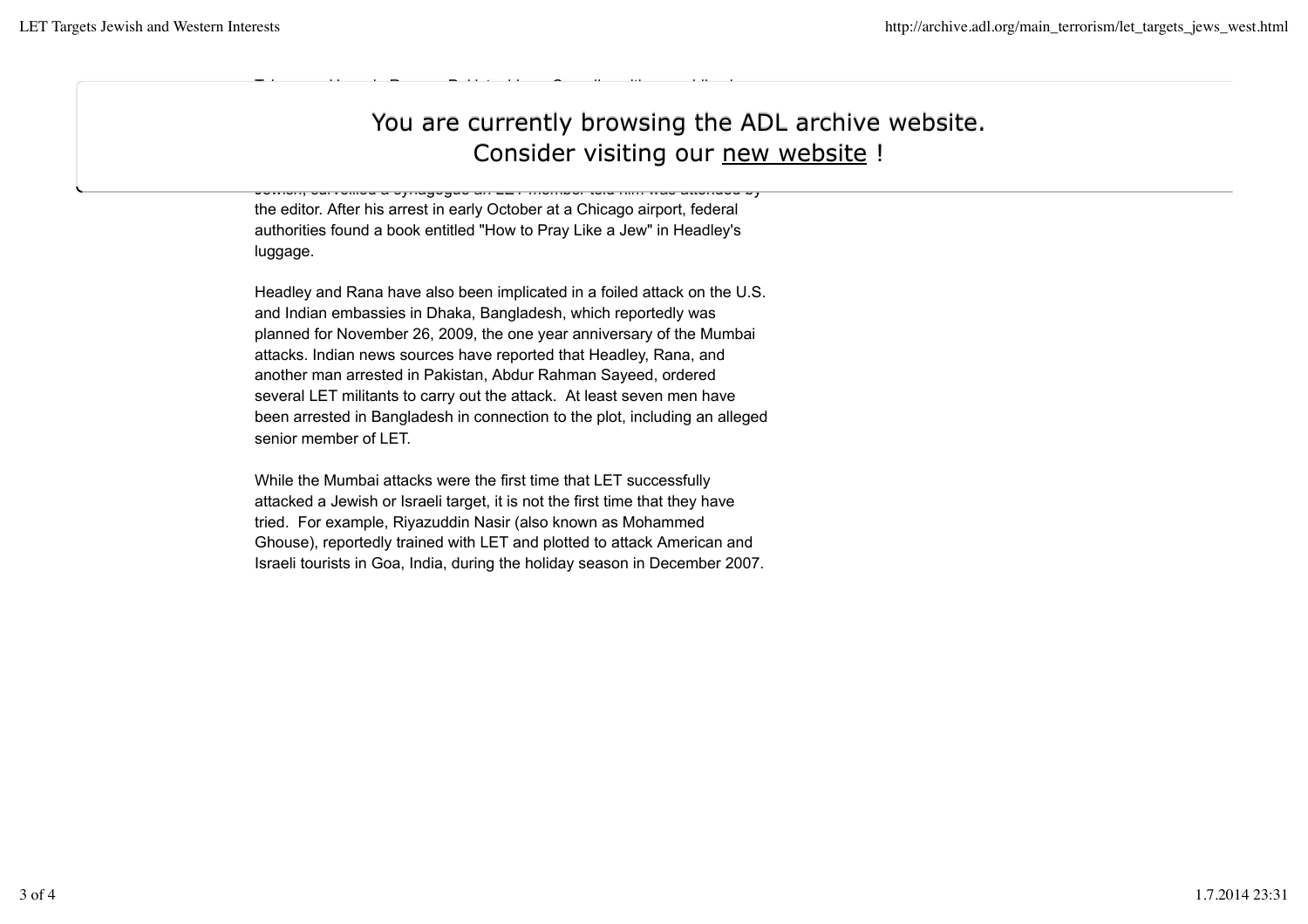You are currently browsing the ADL archive website.
Consider visiting our new website !

the editor. After his arrest in early October at a Chicago airport, federal authorities found a book entitled "How to Pray Like a Jew" in Headley's luggage.

Headley and Rana have also been implicated in a foiled attack on the U.S. and Indian embassies in Dhaka, Bangladesh, which reportedly was planned for November 26, 2009, the one year anniversary of the Mumbai attacks. Indian news sources have reported that Headley, Rana, and another man arrested in Pakistan, Abdur Rahman Sayeed, ordered several LET militants to carry out the attack. At least seven men have been arrested in Bangladesh in connection to the plot, including an alleged senior member of LET.

While the Mumbai attacks were the first time that LET successfully attacked a Jewish or Israeli target, it is not the first time that they have tried. For example, Riyazuddin Nasir (also known as Mohammed Ghouse), reportedly trained with LET and plotted to attack American and Israeli tourists in Goa, India, during the holiday season in December 2007.